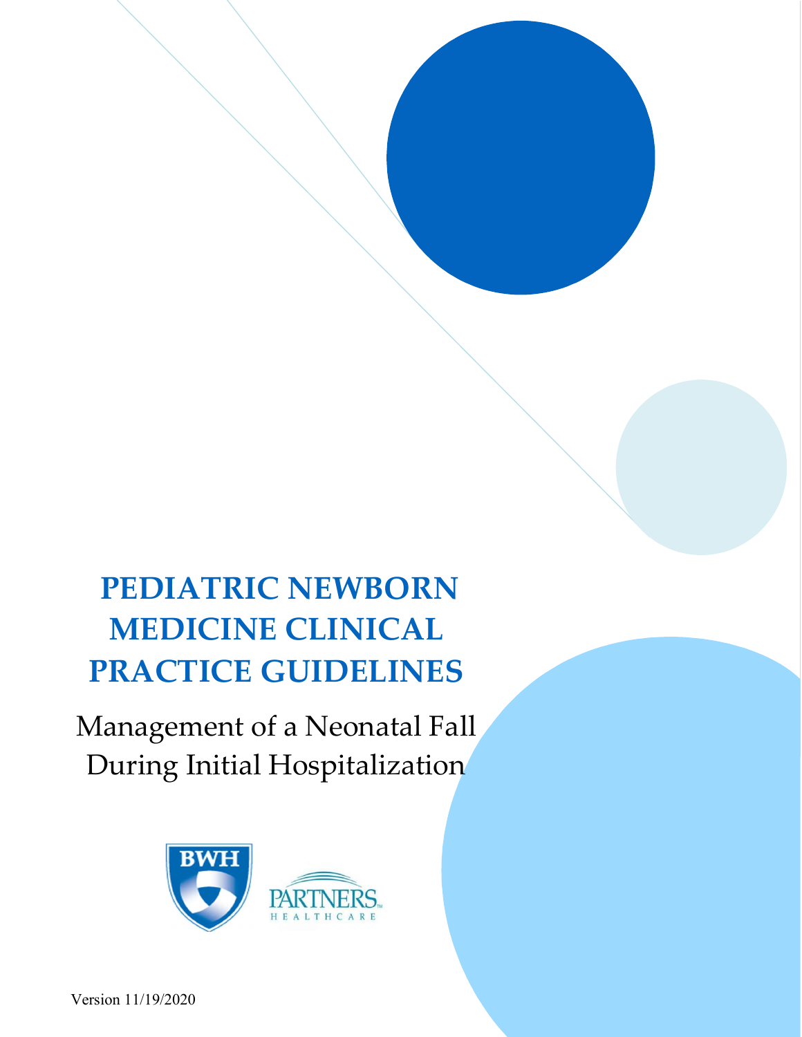# PEDIATRIC NEWBORN MEDICINE CLINICAL PRACTICE GUIDELINES

## Management of a Neonatal Fall During Initial Hospitalization

BWH

PARTNERS HEALTHCARE

Version 11/19/2020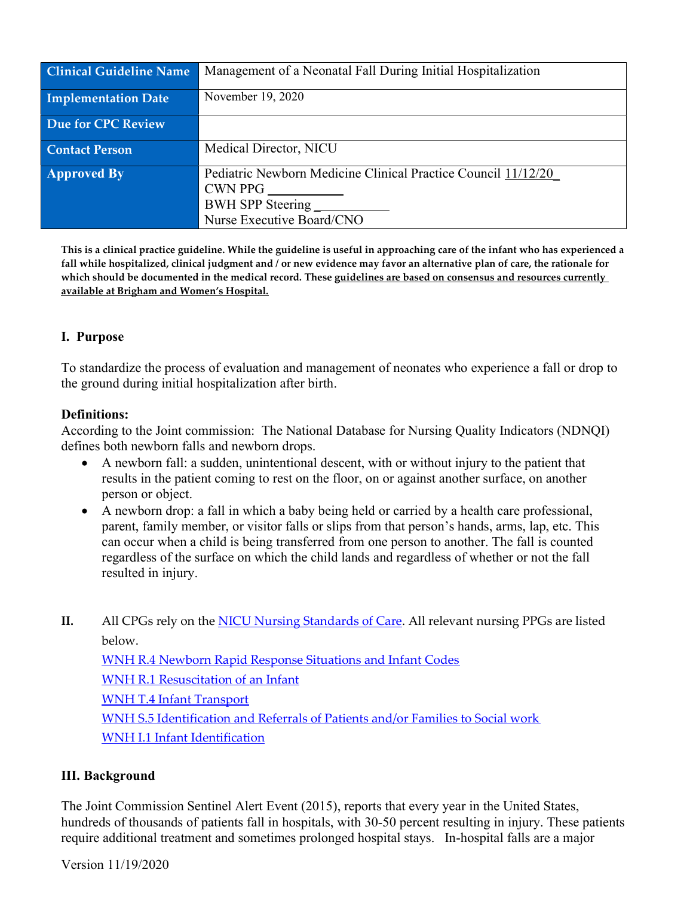| Clinical Guideline Name | Management of a Neonatal Fall During Initial Hospitalization |
|---|---|
| Implementation Date | November 19, 2020 |
| Due for CPC Review | |
| Contact Person | Medical Director, NICU |
| Approved By | Pediatric Newborn Medicine Clinical Practice Council 11/12/20_<br>CWN PPG ___________<br>BWH SPP Steering ___________<br>Nurse Executive Board/CNO |

**This is a clinical practice guideline. While the guideline is useful in approaching care of the infant who has experienced a fall while hospitalized, clinical judgment and / or new evidence may favor an alternative plan of care, the rationale for which should be documented in the medical record. These guidelines are based on consensus and resources currently available at Brigham and Women's Hospital.**

## I. Purpose

To standardize the process of evaluation and management of neonates who experience a fall or drop to the ground during initial hospitalization after birth.

**Definitions:**
According to the Joint commission: The National Database for Nursing Quality Indicators (NDNQI) defines both newborn falls and newborn drops.

- A newborn fall: a sudden, unintentional descent, with or without injury to the patient that results in the patient coming to rest on the floor, on or against another surface, on another person or object.
- A newborn drop: a fall in which a baby being held or carried by a health care professional, parent, family member, or visitor falls or slips from that person's hands, arms, lap, etc. This can occur when a child is being transferred from one person to another. The fall is counted regardless of the surface on which the child lands and regardless of whether or not the fall resulted in injury.

**II.** All CPGs rely on the NICU Nursing Standards of Care. All relevant nursing PPGs are listed below.

WNH R.4 Newborn Rapid Response Situations and Infant Codes
WNH R.1 Resuscitation of an Infant
WNH T.4 Infant Transport
WNH S.5 Identification and Referrals of Patients and/or Families to Social work
WNH I.1 Infant Identification

## III. Background

The Joint Commission Sentinel Alert Event (2015), reports that every year in the United States, hundreds of thousands of patients fall in hospitals, with 30-50 percent resulting in injury. These patients require additional treatment and sometimes prolonged hospital stays. In-hospital falls are a major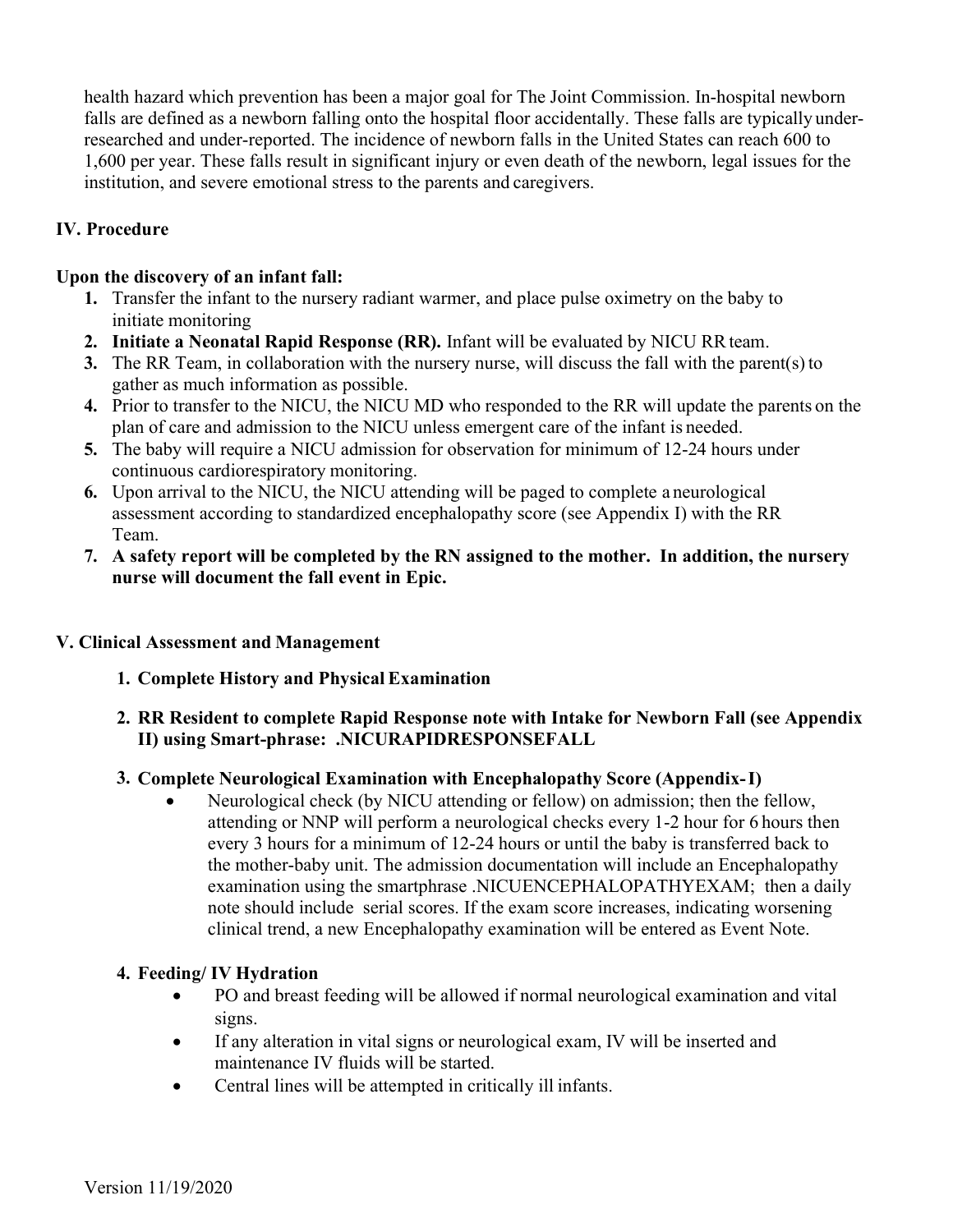health hazard which prevention has been a major goal for The Joint Commission. In-hospital newborn falls are defined as a newborn falling onto the hospital floor accidentally. These falls are typically under-researched and under-reported. The incidence of newborn falls in the United States can reach 600 to 1,600 per year. These falls result in significant injury or even death of the newborn, legal issues for the institution, and severe emotional stress to the parents and caregivers.

## IV. Procedure

**Upon the discovery of an infant fall:**

1. Transfer the infant to the nursery radiant warmer, and place pulse oximetry on the baby to initiate monitoring
2. **Initiate a Neonatal Rapid Response (RR).** Infant will be evaluated by NICU RR team.
3. The RR Team, in collaboration with the nursery nurse, will discuss the fall with the parent(s) to gather as much information as possible.
4. Prior to transfer to the NICU, the NICU MD who responded to the RR will update the parents on the plan of care and admission to the NICU unless emergent care of the infant is needed.
5. The baby will require a NICU admission for observation for minimum of 12-24 hours under continuous cardiorespiratory monitoring.
6. Upon arrival to the NICU, the NICU attending will be paged to complete a neurological assessment according to standardized encephalopathy score (see Appendix I) with the RR Team.
7. **A safety report will be completed by the RN assigned to the mother. In addition, the nursery nurse will document the fall event in Epic.**

## V. Clinical Assessment and Management

1. **Complete History and Physical Examination**
2. **RR Resident to complete Rapid Response note with Intake for Newborn Fall (see Appendix II) using Smart-phrase: .NICURAPIDRESPONSEFALL**
3. **Complete Neurological Examination with Encephalopathy Score (Appendix-I)**
   - Neurological check (by NICU attending or fellow) on admission; then the fellow, attending or NNP will perform a neurological checks every 1-2 hour for 6 hours then every 3 hours for a minimum of 12-24 hours or until the baby is transferred back to the mother-baby unit. The admission documentation will include an Encephalopathy examination using the smartphrase .NICUENCEPHALOPATHYEXAM; then a daily note should include serial scores. If the exam score increases, indicating worsening clinical trend, a new Encephalopathy examination will be entered as Event Note.
4. **Feeding/ IV Hydration**
   - PO and breast feeding will be allowed if normal neurological examination and vital signs.
   - If any alteration in vital signs or neurological exam, IV will be inserted and maintenance IV fluids will be started.
   - Central lines will be attempted in critically ill infants.

Version 11/19/2020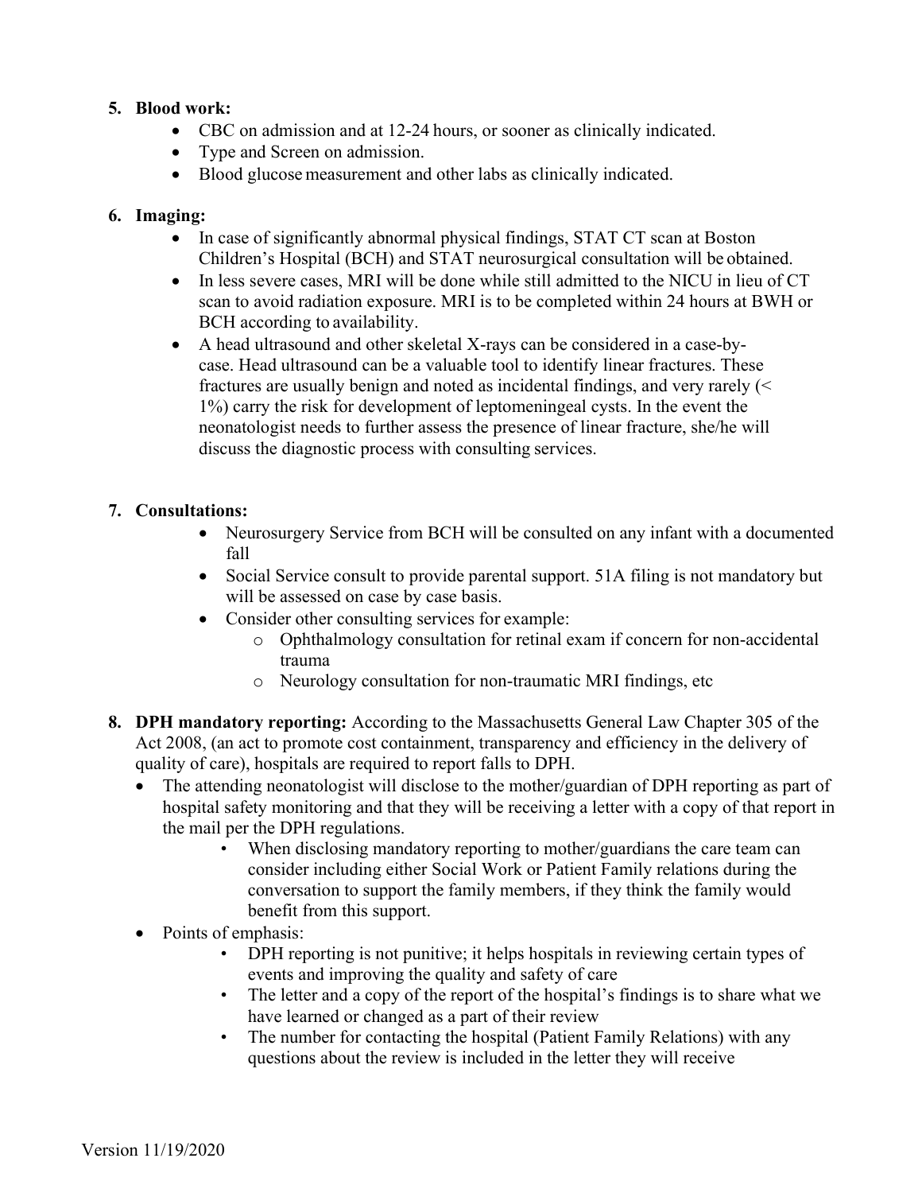5. **Blood work:**
    - CBC on admission and at 12-24 hours, or sooner as clinically indicated.
    - Type and Screen on admission.
    - Blood glucose measurement and other labs as clinically indicated.

6. **Imaging:**
    - In case of significantly abnormal physical findings, STAT CT scan at Boston Children's Hospital (BCH) and STAT neurosurgical consultation will be obtained.
    - In less severe cases, MRI will be done while still admitted to the NICU in lieu of CT scan to avoid radiation exposure. MRI is to be completed within 24 hours at BWH or BCH according to availability.
    - A head ultrasound and other skeletal X-rays can be considered in a case-by-case. Head ultrasound can be a valuable tool to identify linear fractures. These fractures are usually benign and noted as incidental findings, and very rarely (< 1%) carry the risk for development of leptomeningeal cysts. In the event the neonatologist needs to further assess the presence of linear fracture, she/he will discuss the diagnostic process with consulting services.

7. **Consultations:**
    - Neurosurgery Service from BCH will be consulted on any infant with a documented fall
    - Social Service consult to provide parental support. 51A filing is not mandatory but will be assessed on case by case basis.
    - Consider other consulting services for example:
        - Ophthalmology consultation for retinal exam if concern for non-accidental trauma
        - Neurology consultation for non-traumatic MRI findings, etc

8. **DPH mandatory reporting:** According to the Massachusetts General Law Chapter 305 of the Act 2008, (an act to promote cost containment, transparency and efficiency in the delivery of quality of care), hospitals are required to report falls to DPH.
    - The attending neonatologist will disclose to the mother/guardian of DPH reporting as part of hospital safety monitoring and that they will be receiving a letter with a copy of that report in the mail per the DPH regulations.
        - When disclosing mandatory reporting to mother/guardians the care team can consider including either Social Work or Patient Family relations during the conversation to support the family members, if they think the family would benefit from this support.
    - Points of emphasis:
        - DPH reporting is not punitive; it helps hospitals in reviewing certain types of events and improving the quality and safety of care
        - The letter and a copy of the report of the hospital's findings is to share what we have learned or changed as a part of their review
        - The number for contacting the hospital (Patient Family Relations) with any questions about the review is included in the letter they will receive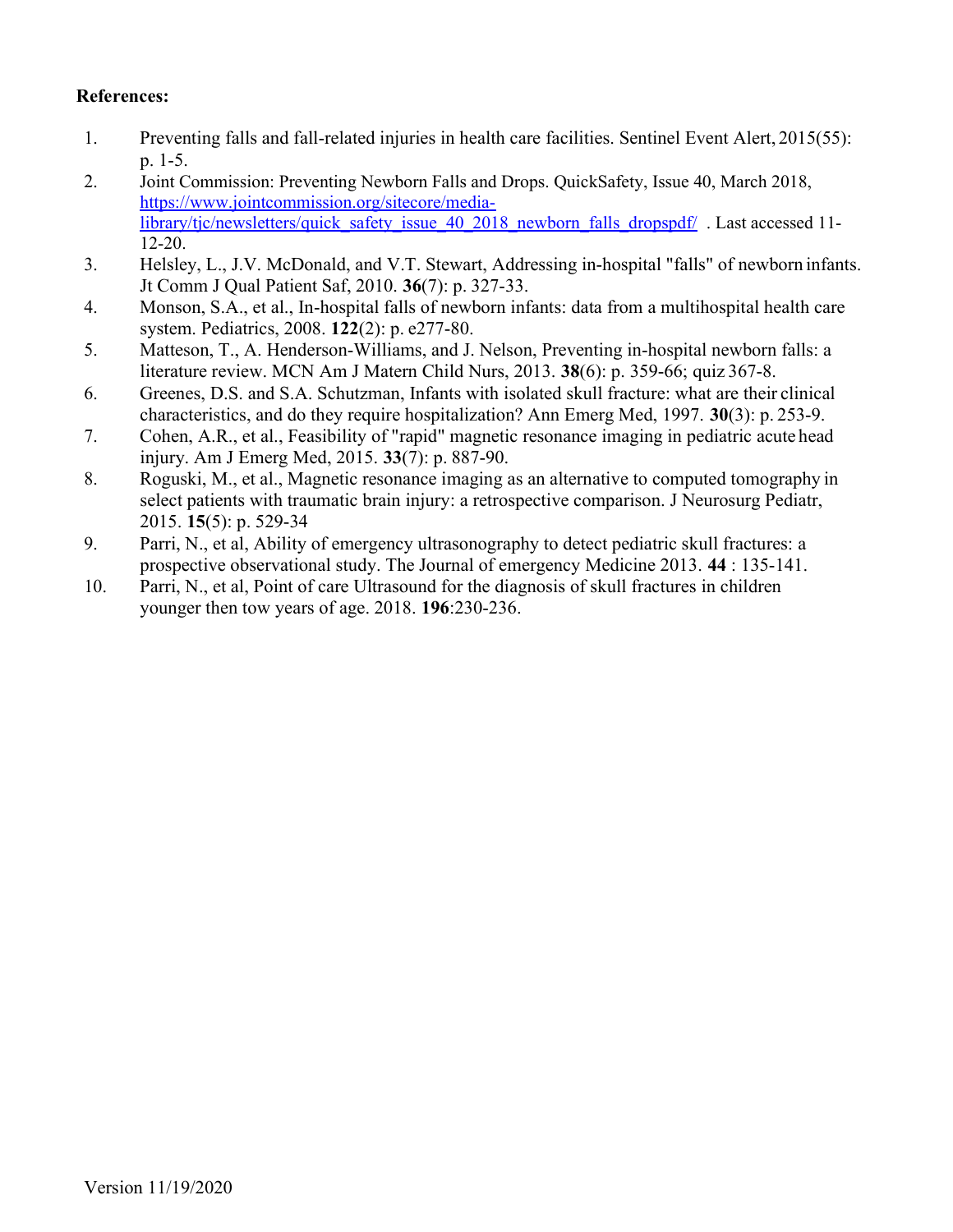**References:**

1. Preventing falls and fall-related injuries in health care facilities. Sentinel Event Alert, 2015(55): p. 1-5.
2. Joint Commission: Preventing Newborn Falls and Drops. QuickSafety, Issue 40, March 2018, [https://www.jointcommission.org/sitecore/media-library/tjc/newsletters/quick_safety_issue_40_2018_newborn_falls_dropspdf/](https://www.jointcommission.org/sitecore/media-library/tjc/newsletters/quick_safety_issue_40_2018_newborn_falls_dropspdf/) . Last accessed 11-12-20.
3. Helsley, L., J.V. McDonald, and V.T. Stewart, Addressing in-hospital "falls" of newborn infants. Jt Comm J Qual Patient Saf, 2010. **36**(7): p. 327-33.
4. Monson, S.A., et al., In-hospital falls of newborn infants: data from a multihospital health care system. Pediatrics, 2008. **122**(2): p. e277-80.
5. Matteson, T., A. Henderson-Williams, and J. Nelson, Preventing in-hospital newborn falls: a literature review. MCN Am J Matern Child Nurs, 2013. **38**(6): p. 359-66; quiz 367-8.
6. Greenes, D.S. and S.A. Schutzman, Infants with isolated skull fracture: what are their clinical characteristics, and do they require hospitalization? Ann Emerg Med, 1997. **30**(3): p. 253-9.
7. Cohen, A.R., et al., Feasibility of "rapid" magnetic resonance imaging in pediatric acute head injury. Am J Emerg Med, 2015. **33**(7): p. 887-90.
8. Roguski, M., et al., Magnetic resonance imaging as an alternative to computed tomography in select patients with traumatic brain injury: a retrospective comparison. J Neurosurg Pediatr, 2015. **15**(5): p. 529-34
9. Parri, N., et al, Ability of emergency ultrasonography to detect pediatric skull fractures: a prospective observational study. The Journal of emergency Medicine 2013. **44** : 135-141.
10. Parri, N., et al, Point of care Ultrasound for the diagnosis of skull fractures in children younger then tow years of age. 2018. **196**:230-236.

Version 11/19/2020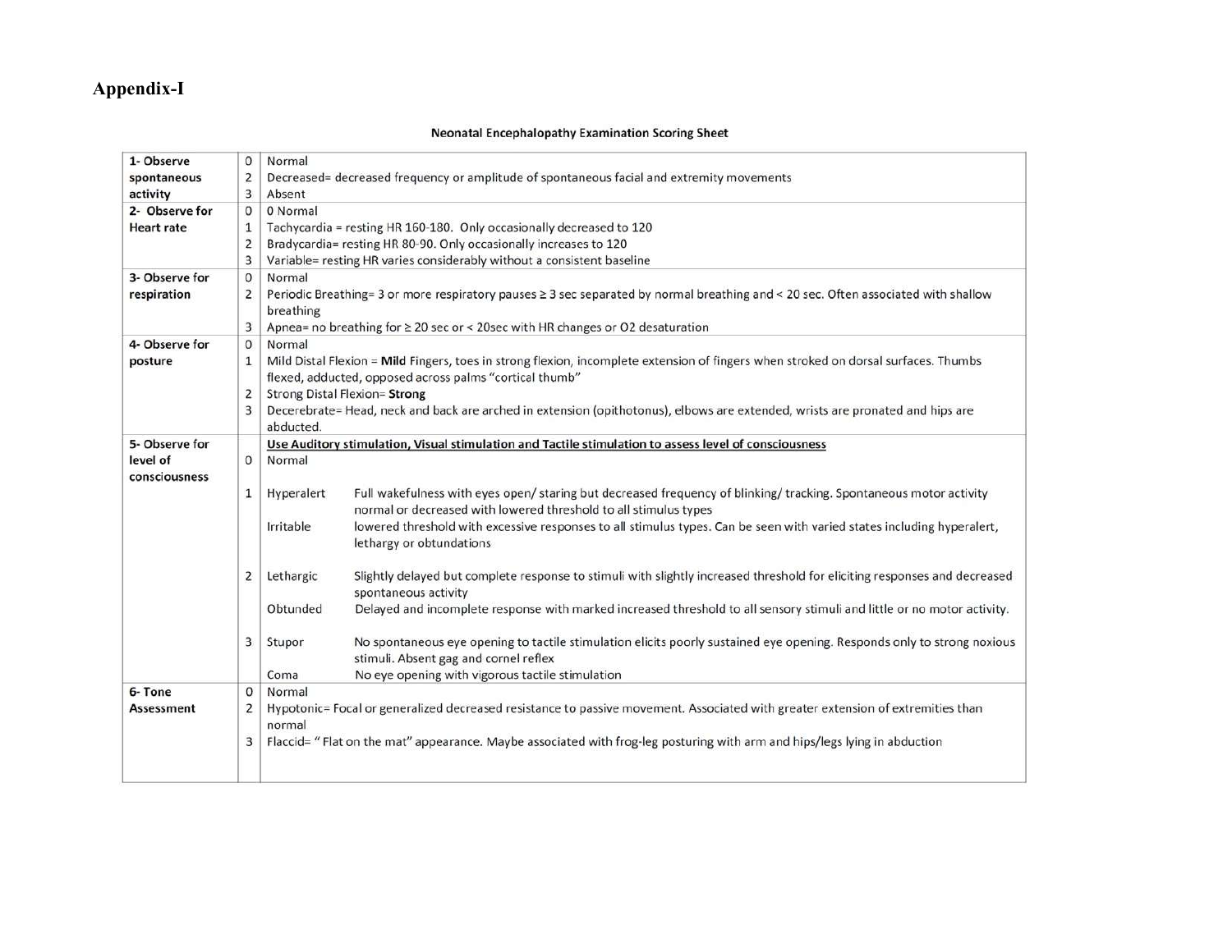# Appendix-I

**Neonatal Encephalopathy Examination Scoring Sheet**

| Item | Score | Description | |
|---|---|---|---|
| **1- Observe spontaneous activity** | 0 | Normal | |
| | 2 | Decreased= decreased frequency or amplitude of spontaneous facial and extremity movements | |
| | 3 | Absent | |
| **2- Observe for Heart rate** | 0 | 0 Normal | |
| | 1 | Tachycardia = resting HR 160-180. Only occasionally decreased to 120 | |
| | 2 | Bradycardia= resting HR 80-90. Only occasionally increases to 120 | |
| | 3 | Variable= resting HR varies considerably without a consistent baseline | |
| **3- Observe for respiration** | 0 | Normal | |
| | 2 | Periodic Breathing= 3 or more respiratory pauses ≥ 3 sec separated by normal breathing and < 20 sec. Often associated with shallow breathing | |
| | 3 | Apnea= no breathing for ≥ 20 sec or < 20sec with HR changes or O2 desaturation | |
| **4- Observe for posture** | 0 | Normal | |
| | 1 | Mild Distal Flexion = **Mild** Fingers, toes in strong flexion, incomplete extension of fingers when stroked on dorsal surfaces. Thumbs flexed, adducted, opposed across palms "cortical thumb" | |
| | 2 | Strong Distal Flexion= **Strong** | |
| | 3 | Decerebrate= Head, neck and back are arched in extension (opithotonus), elbows are extended, wrists are pronated and hips are abducted. | |
| **5- Observe for level of consciousness** | | <u>Use Auditory stimulation, Visual stimulation and Tactile stimulation to assess level of consciousness</u> | |
| | 0 | Normal | |
| | 1 | Hyperalert | Full wakefulness with eyes open/ staring but decreased frequency of blinking/ tracking. Spontaneous motor activity normal or decreased with lowered threshold to all stimulus types |
| | | Irritable | lowered threshold with excessive responses to all stimulus types. Can be seen with varied states including hyperalert, lethargy or obtundations |
| | 2 | Lethargic | Slightly delayed but complete response to stimuli with slightly increased threshold for eliciting responses and decreased spontaneous activity |
| | | Obtunded | Delayed and incomplete response with marked increased threshold to all sensory stimuli and little or no motor activity. |
| | 3 | Stupor | No spontaneous eye opening to tactile stimulation elicits poorly sustained eye opening. Responds only to strong noxious stimuli. Absent gag and cornel reflex |
| | | Coma | No eye opening with vigorous tactile stimulation |
| **6- Tone Assessment** | 0 | Normal | |
| | 2 | Hypotonic= Focal or generalized decreased resistance to passive movement. Associated with greater extension of extremities than normal | |
| | 3 | Flaccid= " Flat on the mat" appearance. Maybe associated with frog-leg posturing with arm and hips/legs lying in abduction | |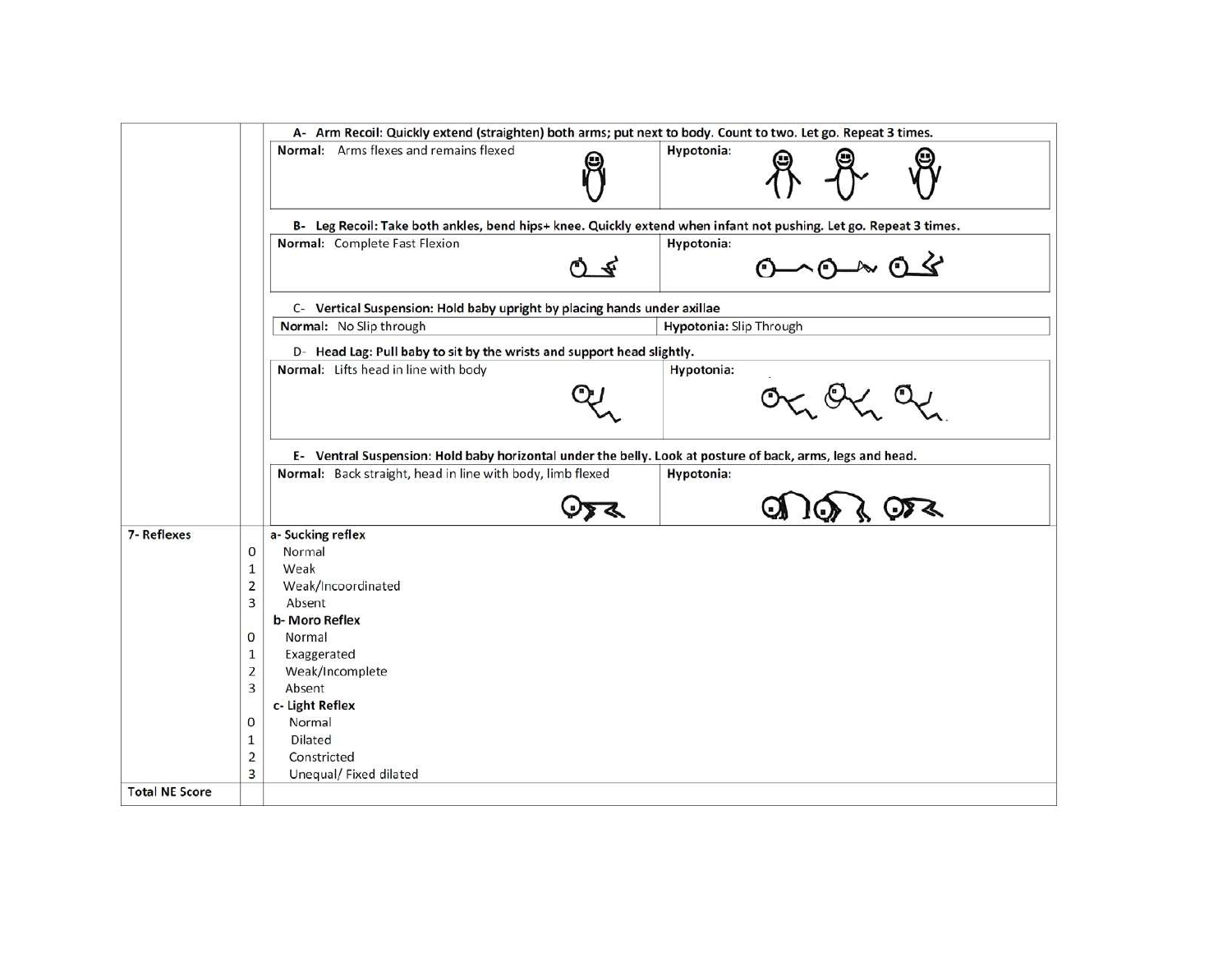| | | |
|---|---|---|
| | | **A- Arm Recoil: Quickly extend (straighten) both arms; put next to body. Count to two. Let go. Repeat 3 times.** |
| | | **Normal:** Arms flexes and remains flexed / **Hypotonia:** |
| | | **B- Leg Recoil: Take both ankles, bend hips+ knee. Quickly extend when infant not pushing. Let go. Repeat 3 times.** |
| | | **Normal:** Complete Fast Flexion / **Hypotonia:** |
| | | **C- Vertical Suspension: Hold baby upright by placing hands under axillae** |
| | | **Normal:** No Slip through / **Hypotonia:** Slip Through |
| | | **D- Head Lag: Pull baby to sit by the wrists and support head slightly.** |
| | | **Normal:** Lifts head in line with body / **Hypotonia:** |
| | | **E- Ventral Suspension: Hold baby horizontal under the belly. Look at posture of back, arms, legs and head.** |
| | | **Normal:** Back straight, head in line with body, limb flexed / **Hypotonia:** |
| **7- Reflexes** | | **a- Sucking reflex** |
| | 0 | Normal |
| | 1 | Weak |
| | 2 | Weak/Incoordinated |
| | 3 | Absent |
| | | **b- Moro Reflex** |
| | 0 | Normal |
| | 1 | Exaggerated |
| | 2 | Weak/Incomplete |
| | 3 | Absent |
| | | **c- Light Reflex** |
| | 0 | Normal |
| | 1 | Dilated |
| | 2 | Constricted |
| | 3 | Unequal/ Fixed dilated |
| **Total NE Score** | | |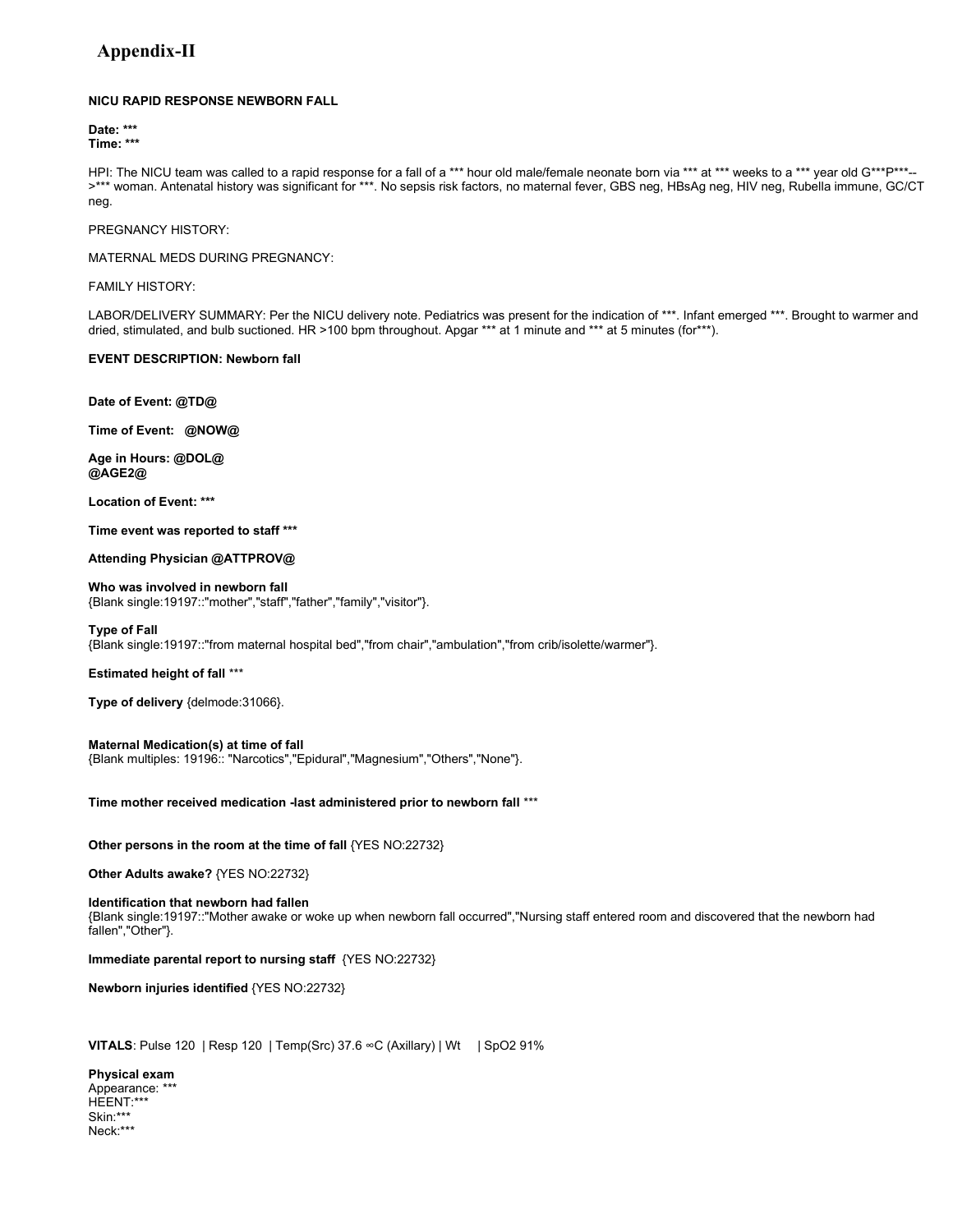# Appendix-II

**NICU RAPID RESPONSE NEWBORN FALL**

**Date: \*\*\***
**Time: \*\*\***

HPI: The NICU team was called to a rapid response for a fall of a *** hour old male/female neonate born via *** at *** weeks to a *** year old G\*\*\*P\*\*\*-->*** woman. Antenatal history was significant for ***. No sepsis risk factors, no maternal fever, GBS neg, HBsAg neg, HIV neg, Rubella immune, GC/CT neg.

PREGNANCY HISTORY:

MATERNAL MEDS DURING PREGNANCY:

FAMILY HISTORY:

LABOR/DELIVERY SUMMARY: Per the NICU delivery note. Pediatrics was present for the indication of ***. Infant emerged ***. Brought to warmer and dried, stimulated, and bulb suctioned. HR >100 bpm throughout. Apgar *** at 1 minute and *** at 5 minutes (for***).

**EVENT DESCRIPTION: Newborn fall**

**Date of Event: @TD@**

**Time of Event: @NOW@**

**Age in Hours: @DOL@**
**@AGE2@**

**Location of Event: \*\*\***

**Time event was reported to staff \*\*\***

**Attending Physician @ATTPROV@**

**Who was involved in newborn fall**
{Blank single:19197::"mother","staff","father","family","visitor"}.

**Type of Fall**
{Blank single:19197::"from maternal hospital bed","from chair","ambulation","from crib/isolette/warmer"}.

**Estimated height of fall** ***

**Type of delivery** {delmode:31066}.

**Maternal Medication(s) at time of fall**
{Blank multiples: 19196:: "Narcotics","Epidural","Magnesium","Others","None"}.

**Time mother received medication -last administered prior to newborn fall** ***

**Other persons in the room at the time of fall** {YES NO:22732}

**Other Adults awake?** {YES NO:22732}

**Identification that newborn had fallen**
{Blank single:19197::"Mother awake or woke up when newborn fall occurred","Nursing staff entered room and discovered that the newborn had fallen","Other"}.

**Immediate parental report to nursing staff** {YES NO:22732}

**Newborn injuries identified** {YES NO:22732}

**VITALS**: Pulse 120 | Resp 120 | Temp(Src) 37.6 ∞C (Axillary) | Wt | SpO2 91%

**Physical exam**
Appearance: ***
HEENT:***
Skin:***
Neck:***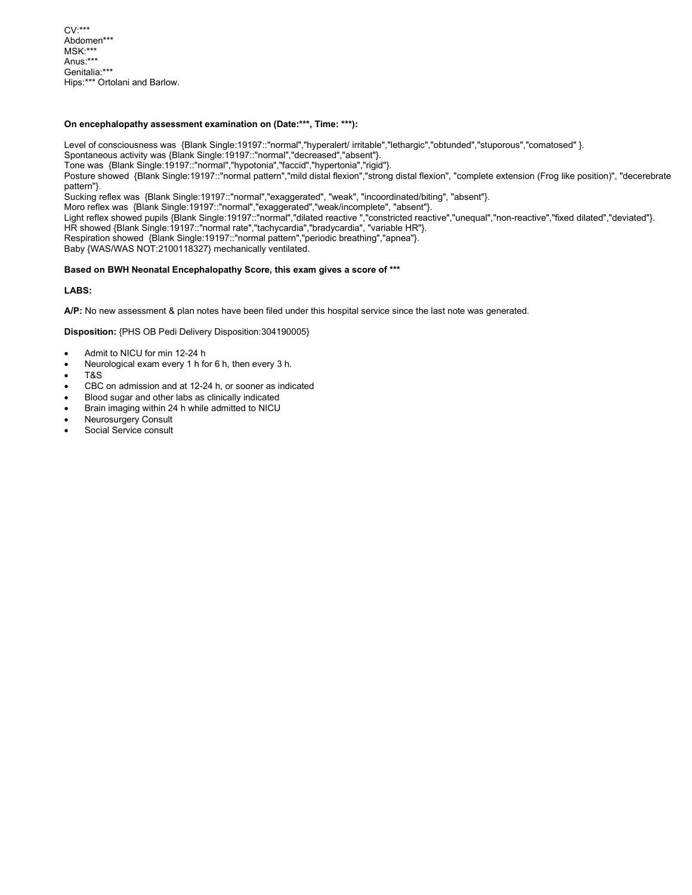CV:***
Abdomen***
MSK:***
Anus:***
Genitalia:***
Hips:*** Ortolani and Barlow.

**On encephalopathy assessment examination on (Date:***, Time: ***):**

Level of consciousness was {Blank Single:19197::"normal","hyperalert/ irritable","lethargic","obtunded","stuporous","comatosed" }.
Spontaneous activity was {Blank Single:19197::"normal","decreased","absent"}.
Tone was {Blank Single:19197::"normal","hypotonia","faccid","hypertonia","rigid"}.
Posture showed {Blank Single:19197::"normal pattern","mild distal flexion","strong distal flexion", "complete extension (Frog like position)", "decerebrate pattern"}.
Sucking reflex was {Blank Single:19197::"normal","exaggerated", "weak", "incoordinated/biting", "absent"}.
Moro reflex was {Blank Single:19197::"normal","exaggerated","weak/incomplete", "absent"}.
Light reflex showed pupils {Blank Single:19197::"normal","dilated reactive ","constricted reactive","unequal","non-reactive","fixed dilated","deviated"}.
HR showed {Blank Single:19197::"normal rate","tachycardia","bradycardia", "variable HR"}.
Respiration showed {Blank Single:19197::"normal pattern","periodic breathing","apnea"}.
Baby {WAS/WAS NOT:2100118327} mechanically ventilated.

**Based on BWH Neonatal Encephalopathy Score, this exam gives a score of *****

**LABS:**

**A/P:** No new assessment & plan notes have been filed under this hospital service since the last note was generated.

**Disposition:** {PHS OB Pedi Delivery Disposition:304190005}

- Admit to NICU for min 12-24 h
- Neurological exam every 1 h for 6 h, then every 3 h.
- T&S
- CBC on admission and at 12-24 h, or sooner as indicated
- Blood sugar and other labs as clinically indicated
- Brain imaging within 24 h while admitted to NICU
- Neurosurgery Consult
- Social Service consult